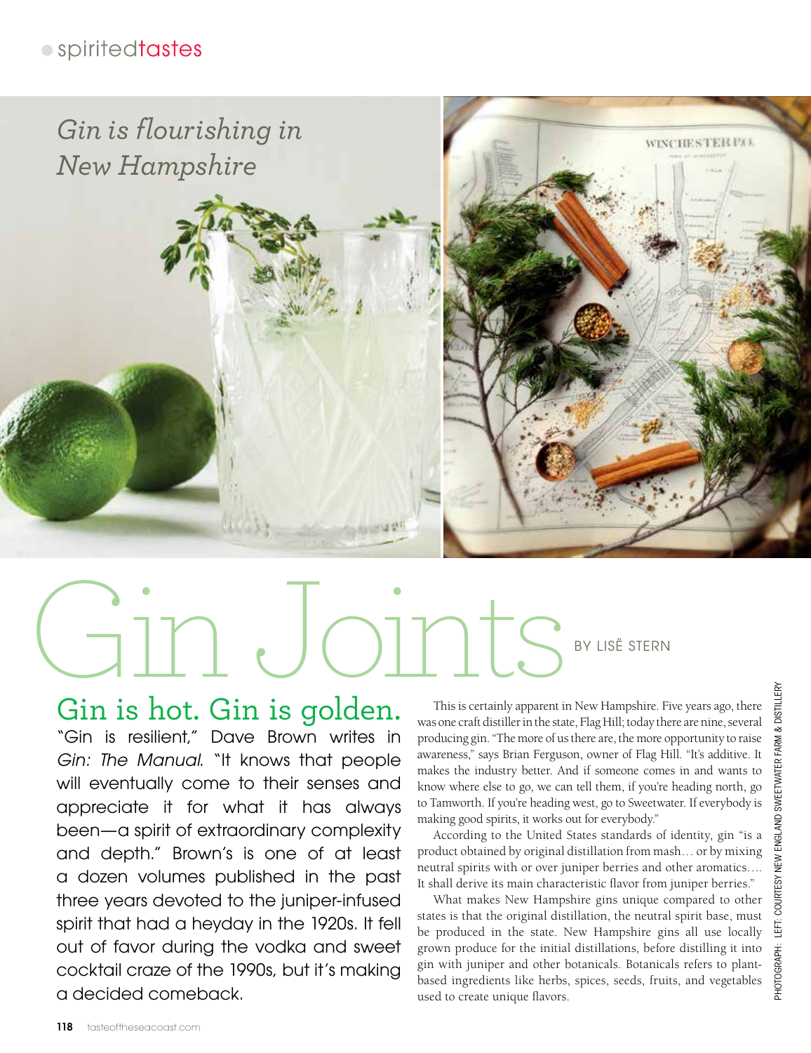*Gin is flourishing in New Hampshire*

# Gin Joints

BY LISË STERN

## Gin is hot. Gin is golden.

"Gin is resilient," Dave Brown writes in *Gin: The Manual*. "It knows that people will eventually come to their senses and appreciate it for what it has always been—a spirit of extraordinary complexity and depth." Brown's is one of at least a dozen volumes published in the past three years devoted to the juniper-infused spirit that had a heyday in the 1920s. It fell out of favor during the vodka and sweet cocktail craze of the 1990s, but it's making a decided comeback.

This is certainly apparent in New Hampshire. Five years ago, there was one craft distiller in the state, Flag Hill; today there are nine, several producing gin. "The more of us there are, the more opportunity to raise awareness," says Brian Ferguson, owner of Flag Hill. "It's additive. It makes the industry better. And if someone comes in and wants to know where else to go, we can tell them, if you're heading north, go to Tamworth. If you're heading west, go to Sweetwater. If everybody is making good spirits, it works out for everybody."

According to the United States standards of identity, gin "is a product obtained by original distillation from mash… or by mixing neutral spirits with or over juniper berries and other aromatics…. It shall derive its main characteristic flavor from juniper berries."

What makes New Hampshire gins unique compared to other states is that the original distillation, the neutral spirit base, must be produced in the state. New Hampshire gins all use locally grown produce for the initial distillations, before distilling it into gin with juniper and other botanicals. Botanicals refers to plant-based ingredients like herbs, spices, seeds, fruits, and vegetables used to create unique flavors.

PHOTOGRAPH: LEFT: COURTESY NEW ENGLAND SWEETWATER FARM & DISTILLERY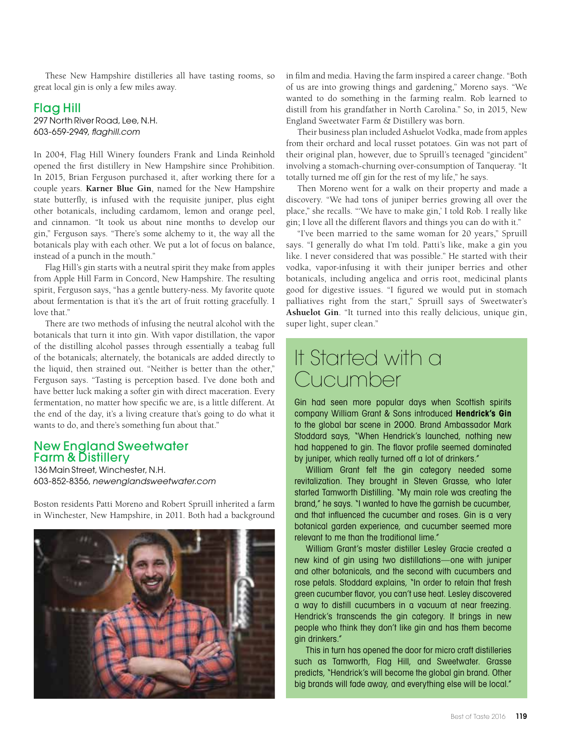These New Hampshire distilleries all have tasting rooms, so great local gin is only a few miles away.

## Flag Hill

297 North River Road, Lee, N.H.
603-659-2949, *flaghill.com*

In 2004, Flag Hill Winery founders Frank and Linda Reinhold opened the first distillery in New Hampshire since Prohibition. In 2015, Brian Ferguson purchased it, after working there for a couple years. **Karner Blue Gin**, named for the New Hampshire state butterfly, is infused with the requisite juniper, plus eight other botanicals, including cardamom, lemon and orange peel, and cinnamon. "It took us about nine months to develop our gin," Ferguson says. "There's some alchemy to it, the way all the botanicals play with each other. We put a lot of focus on balance, instead of a punch in the mouth."

Flag Hill's gin starts with a neutral spirit they make from apples from Apple Hill Farm in Concord, New Hampshire. The resulting spirit, Ferguson says, "has a gentle buttery-ness. My favorite quote about fermentation is that it's the art of fruit rotting gracefully. I love that."

There are two methods of infusing the neutral alcohol with the botanicals that turn it into gin. With vapor distillation, the vapor of the distilling alcohol passes through essentially a teabag full of the botanicals; alternately, the botanicals are added directly to the liquid, then strained out. "Neither is better than the other," Ferguson says. "Tasting is perception based. I've done both and have better luck making a softer gin with direct maceration. Every fermentation, no matter how specific we are, is a little different. At the end of the day, it's a living creature that's going to do what it wants to do, and there's something fun about that."

## New England Sweetwater Farm & Distillery

136 Main Street, Winchester, N.H.
603-852-8356, *newenglandsweetwater.com*

Boston residents Patti Moreno and Robert Spruill inherited a farm in Winchester, New Hampshire, in 2011. Both had a background in film and media. Having the farm inspired a career change. "Both of us are into growing things and gardening," Moreno says. "We wanted to do something in the farming realm. Rob learned to distill from his grandfather in North Carolina." So, in 2015, New England Sweetwater Farm & Distillery was born.

Their business plan included Ashuelot Vodka, made from apples from their orchard and local russet potatoes. Gin was not part of their original plan, however, due to Spruill's teenaged "gincident" involving a stomach-churning over-consumption of Tanqueray. "It totally turned me off gin for the rest of my life," he says.

Then Moreno went for a walk on their property and made a discovery. "We had tons of juniper berries growing all over the place," she recalls. "'We have to make gin,' I told Rob. I really like gin; I love all the different flavors and things you can do with it."

"I've been married to the same woman for 20 years," Spruill says. "I generally do what I'm told. Patti's like, make a gin you like. I never considered that was possible." He started with their vodka, vapor-infusing it with their juniper berries and other botanicals, including angelica and orris root, medicinal plants good for digestive issues. "I figured we would put in stomach palliatives right from the start," Spruill says of Sweetwater's **Ashuelot Gin**. "It turned into this really delicious, unique gin, super light, super clean."

## It Started with a Cucumber

Gin had seen more popular days when Scottish spirits company William Grant & Sons introduced **Hendrick's Gin** to the global bar scene in 2000. Brand Ambassador Mark Stoddard says, "When Hendrick's launched, nothing new had happened to gin. The flavor profile seemed dominated by juniper, which really turned off a lot of drinkers."

William Grant felt the gin category needed some revitalization. They brought in Steven Grasse, who later started Tamworth Distilling. "My main role was creating the brand," he says. "I wanted to have the garnish be cucumber, and that influenced the cucumber and roses. Gin is a very botanical garden experience, and cucumber seemed more relevant to me than the traditional lime."

William Grant's master distiller Lesley Gracie created a new kind of gin using two distillations—one with juniper and other botanicals, and the second with cucumbers and rose petals. Stoddard explains, "In order to retain that fresh green cucumber flavor, you can't use heat. Lesley discovered a way to distill cucumbers in a vacuum at near freezing. Hendrick's transcends the gin category. It brings in new people who think they don't like gin and has them become gin drinkers."

This in turn has opened the door for micro craft distilleries such as Tamworth, Flag Hill, and Sweetwater. Grasse predicts, "Hendrick's will become the global gin brand. Other big brands will fade away, and everything else will be local."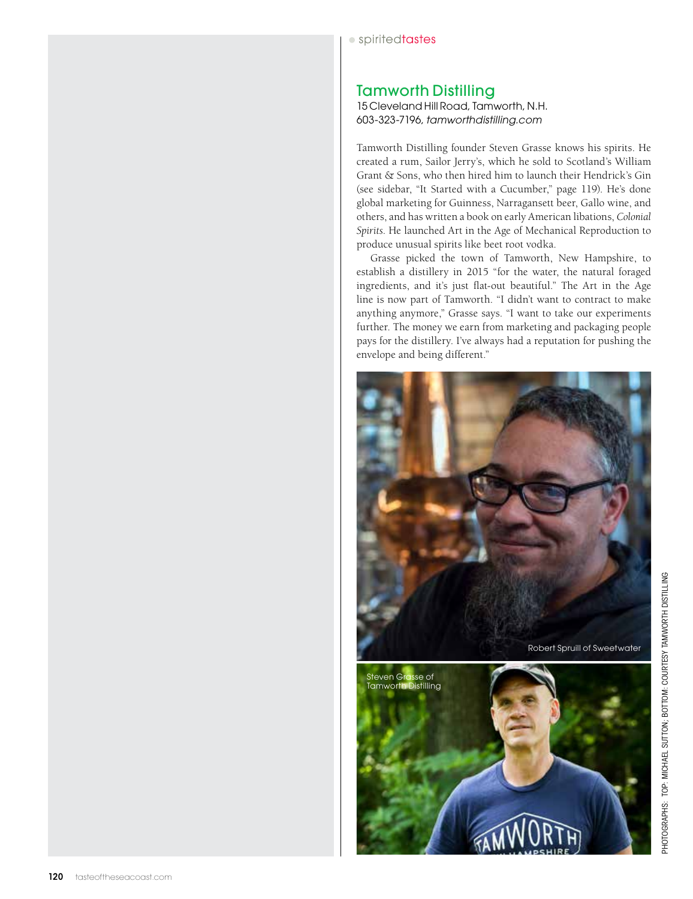## Tamworth Distilling

15 Cleveland Hill Road, Tamworth, N.H.
603-323-7196, *tamworthdistilling.com*

Tamworth Distilling founder Steven Grasse knows his spirits. He created a rum, Sailor Jerry's, which he sold to Scotland's William Grant & Sons, who then hired him to launch their Hendrick's Gin (see sidebar, "It Started with a Cucumber," page 119). He's done global marketing for Guinness, Narragansett beer, Gallo wine, and others, and has written a book on early American libations, *Colonial Spirits*. He launched Art in the Age of Mechanical Reproduction to produce unusual spirits like beet root vodka.

Grasse picked the town of Tamworth, New Hampshire, to establish a distillery in 2015 "for the water, the natural foraged ingredients, and it's just flat-out beautiful." The Art in the Age line is now part of Tamworth. "I didn't want to contract to make anything anymore," Grasse says. "I want to take our experiments further. The money we earn from marketing and packaging people pays for the distillery. I've always had a reputation for pushing the envelope and being different."

Robert Spruill of Sweetwater

Steven Grasse of Tamworth Distilling

PHOTOGRAPHS: TOP: MICHAEL SUTTON; BOTTOM: COURTESY TAMWORTH DISTILLING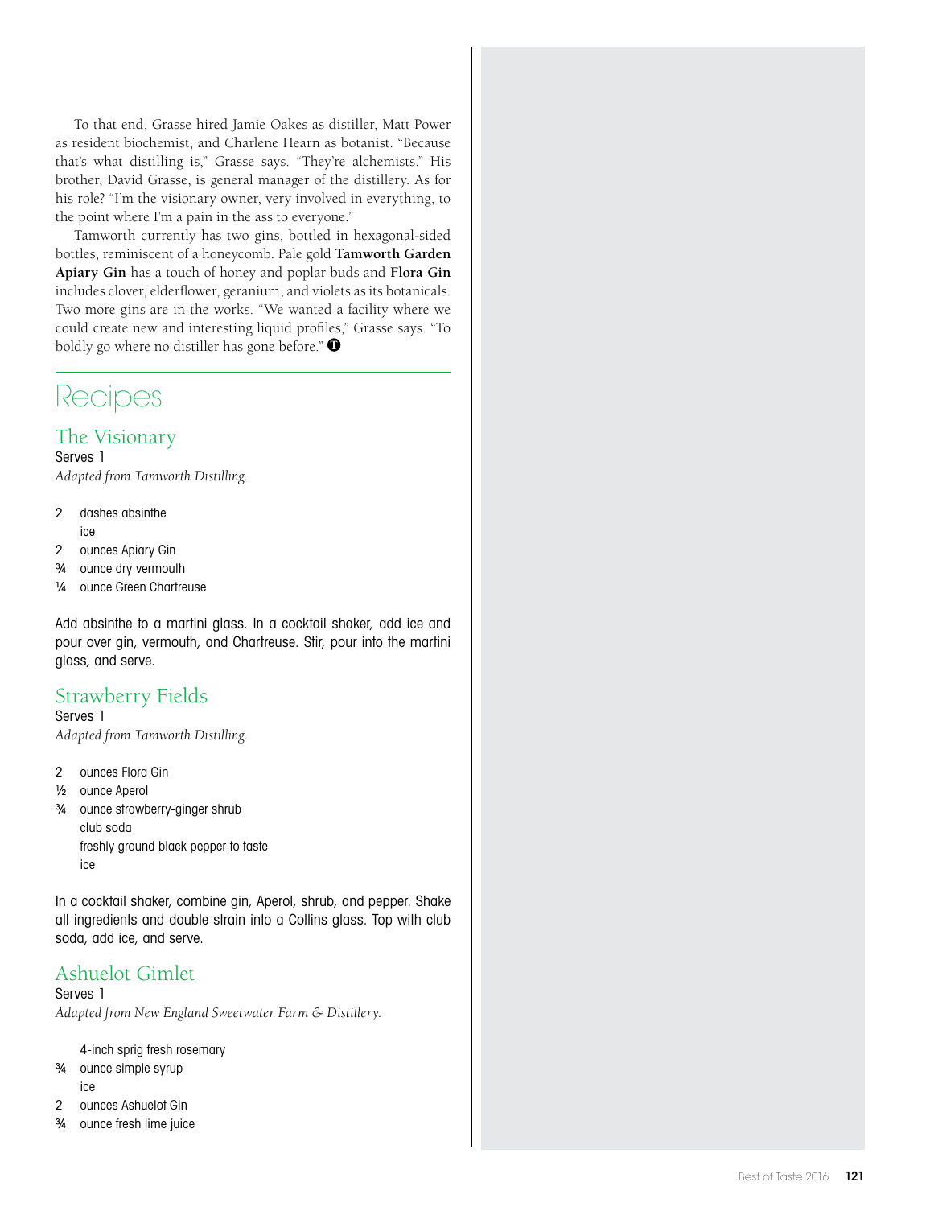To that end, Grasse hired Jamie Oakes as distiller, Matt Power as resident biochemist, and Charlene Hearn as botanist. "Because that's what distilling is," Grasse says. "They're alchemists." His brother, David Grasse, is general manager of the distillery. As for his role? "I'm the visionary owner, very involved in everything, to the point where I'm a pain in the ass to everyone."

Tamworth currently has two gins, bottled in hexagonal-sided bottles, reminiscent of a honeycomb. Pale gold **Tamworth Garden Apiary Gin** has a touch of honey and poplar buds and **Flora Gin** includes clover, elderflower, geranium, and violets as its botanicals. Two more gins are in the works. "We wanted a facility where we could create new and interesting liquid profiles," Grasse says. "To boldly go where no distiller has gone before." ➊

# Recipes

## The Visionary

Serves 1

*Adapted from Tamworth Distilling.*

- 2 dashes absinthe
- ice
- 2 ounces Apiary Gin
- ¾ ounce dry vermouth
- ¼ ounce Green Chartreuse

Add absinthe to a martini glass. In a cocktail shaker, add ice and pour over gin, vermouth, and Chartreuse. Stir, pour into the martini glass, and serve.

## Strawberry Fields

Serves 1

*Adapted from Tamworth Distilling.*

- 2 ounces Flora Gin
- ½ ounce Aperol
- ¾ ounce strawberry-ginger shrub
- club soda
- freshly ground black pepper to taste
- ice

In a cocktail shaker, combine gin, Aperol, shrub, and pepper. Shake all ingredients and double strain into a Collins glass. Top with club soda, add ice, and serve.

## Ashuelot Gimlet

Serves 1

*Adapted from New England Sweetwater Farm & Distillery.*

- 4-inch sprig fresh rosemary
- ¾ ounce simple syrup
- ice
- 2 ounces Ashuelot Gin
- ¾ ounce fresh lime juice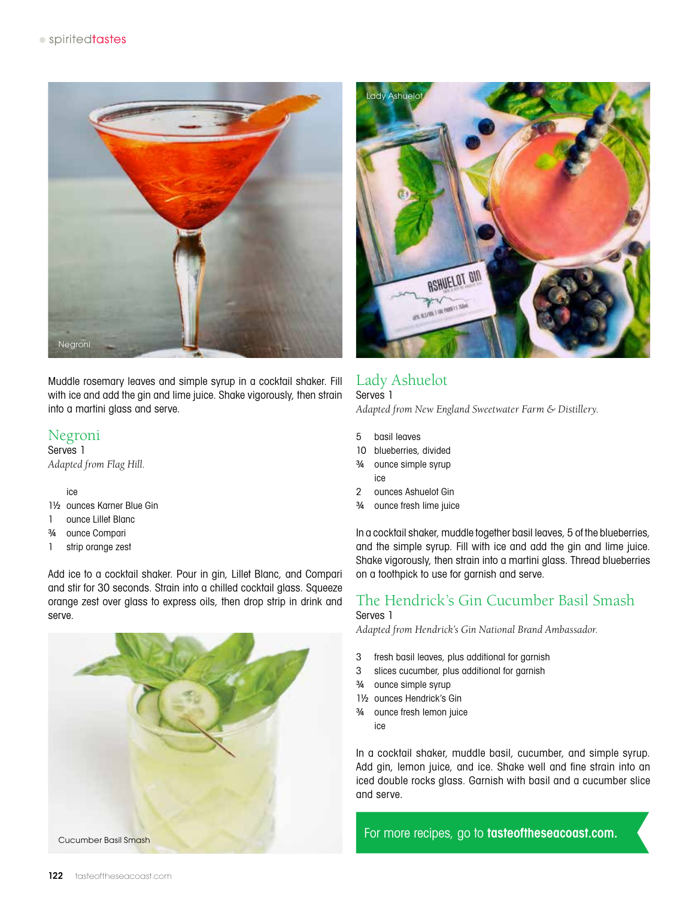Muddle rosemary leaves and simple syrup in a cocktail shaker. Fill with ice and add the gin and lime juice. Shake vigorously, then strain into a martini glass and serve.

Negroni

## Negroni

Serves 1

*Adapted from Flag Hill.*

- ice
- 1½ ounces Karner Blue Gin
- 1 ounce Lillet Blanc
- ¾ ounce Compari
- 1 strip orange zest

Add ice to a cocktail shaker. Pour in gin, Lillet Blanc, and Compari and stir for 30 seconds. Strain into a chilled cocktail glass. Squeeze orange zest over glass to express oils, then drop strip in drink and serve.

Cucumber Basil Smash

Lady Ashuelot

## Lady Ashuelot

Serves 1

*Adapted from New England Sweetwater Farm & Distillery.*

- 5 basil leaves
- 10 blueberries, divided
- ¾ ounce simple syrup
- ice
- 2 ounces Ashuelot Gin
- ¾ ounce fresh lime juice

In a cocktail shaker, muddle together basil leaves, 5 of the blueberries, and the simple syrup. Fill with ice and add the gin and lime juice. Shake vigorously, then strain into a martini glass. Thread blueberries on a toothpick to use for garnish and serve.

## The Hendrick's Gin Cucumber Basil Smash

Serves 1

*Adapted from Hendrick's Gin National Brand Ambassador.*

- 3 fresh basil leaves, plus additional for garnish
- 3 slices cucumber, plus additional for garnish
- ¾ ounce simple syrup
- 1½ ounces Hendrick's Gin
- ¾ ounce fresh lemon juice
- ice

In a cocktail shaker, muddle basil, cucumber, and simple syrup. Add gin, lemon juice, and ice. Shake well and fine strain into an iced double rocks glass. Garnish with basil and a cucumber slice and serve.

For more recipes, go to **tasteoftheseacoast.com.**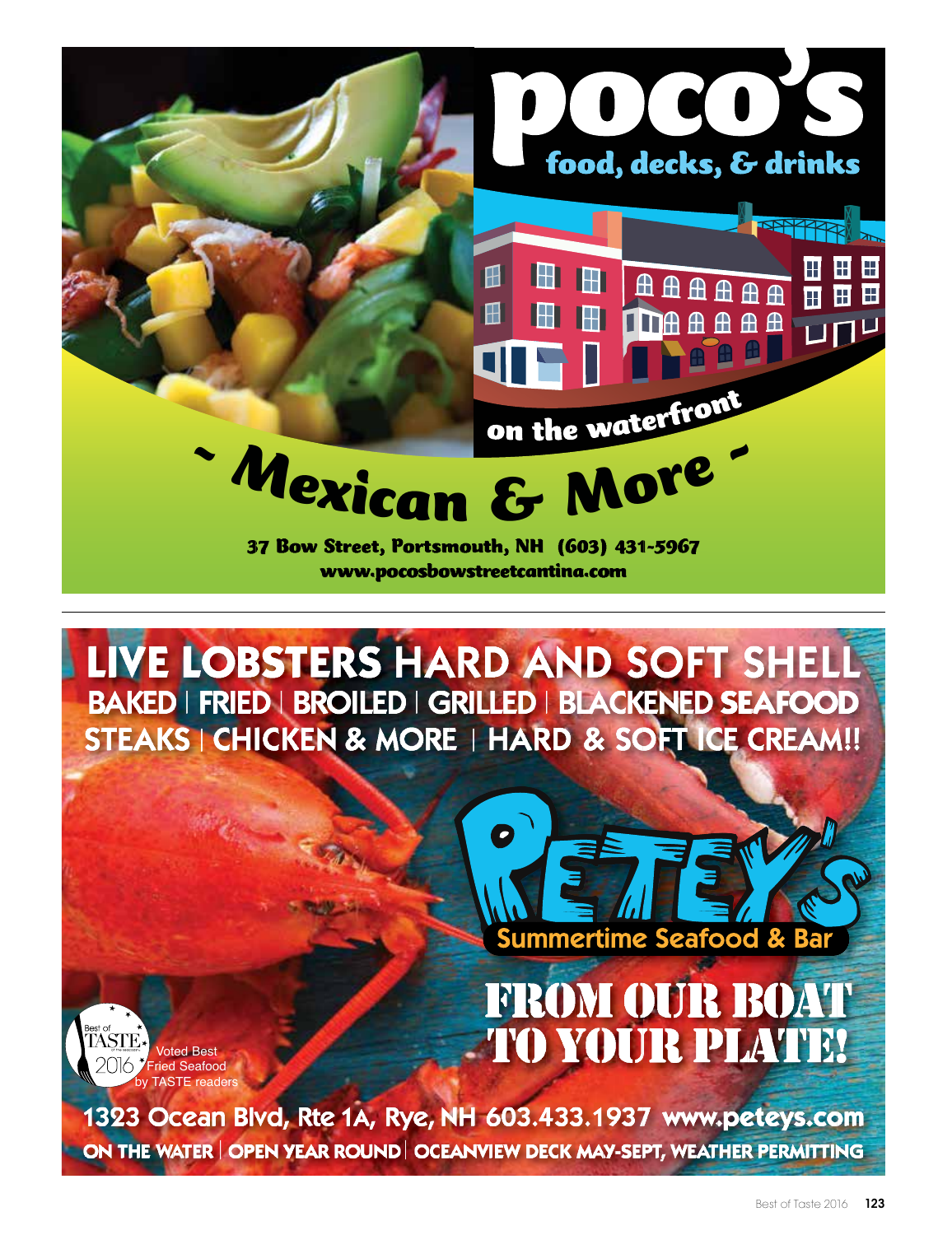# poco's

food, decks, & drinks

on the waterfront

## ~ Mexican & More ~

**37 Bow Street, Portsmouth, NH (603) 431-5967**
**www.pocosbowstreetcantina.com**

---

# LIVE LOBSTERS HARD AND SOFT SHELL

## BAKED | FRIED | BROILED | GRILLED | BLACKENED SEAFOOD
## STEAKS | CHICKEN & MORE | HARD & SOFT ICE CREAM!!

# PETEY'S

Summertime Seafood & Bar

## FROM OUR BOAT TO YOUR PLATE!

Best of TASTE 2016 Voted Best Fried Seafood by TASTE readers

**1323 Ocean Blvd, Rte 1A, Rye, NH 603.433.1937 www.peteys.com**

**ON THE WATER | OPEN YEAR ROUND | OCEANVIEW DECK MAY-SEPT, WEATHER PERMITTING**